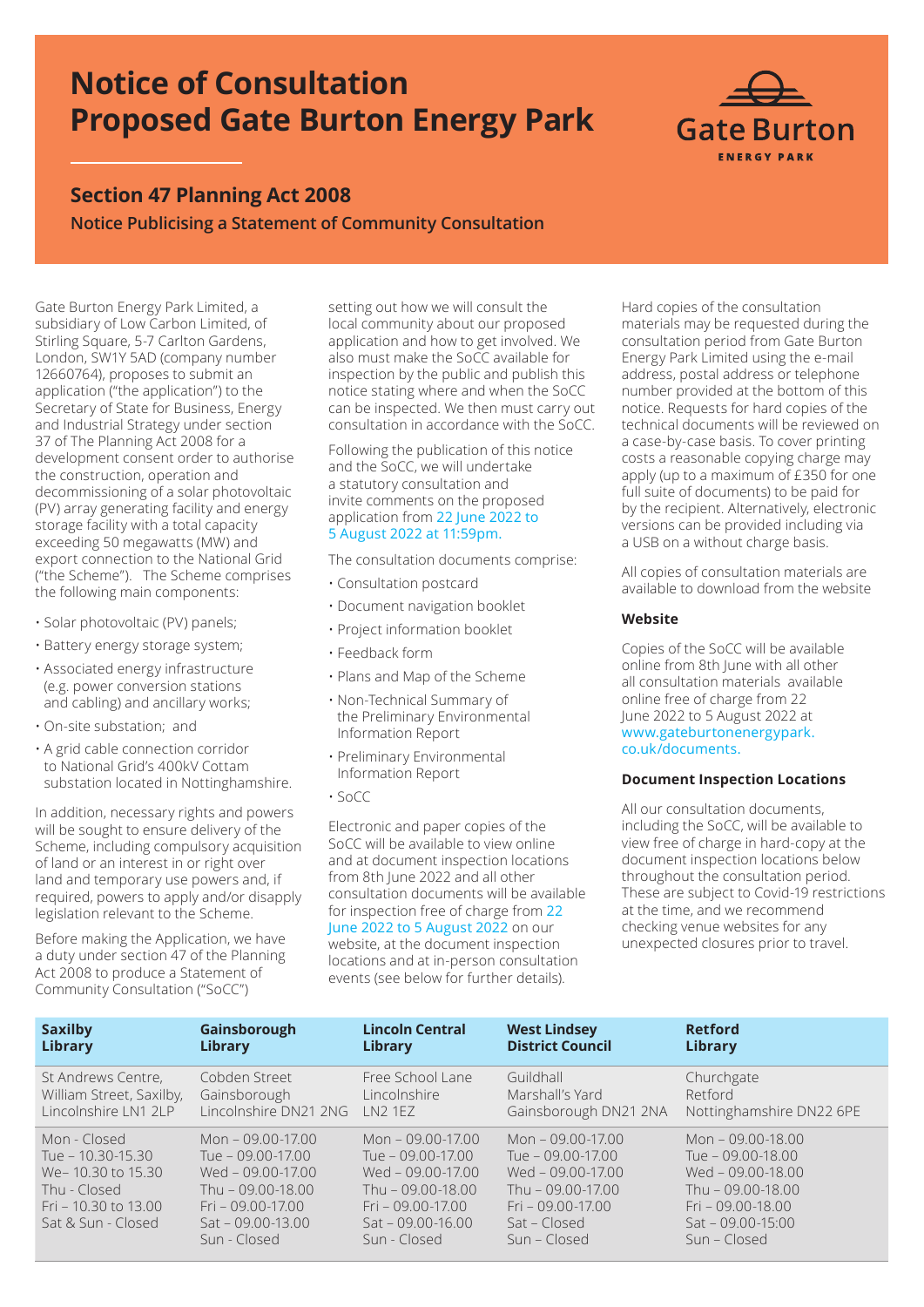# Notice of Consultation
# Proposed Gate Burton Energy Park

Gate Burton ENERGY PARK

## Section 47 Planning Act 2008

**Notice Publicising a Statement of Community Consultation**

Gate Burton Energy Park Limited, a subsidiary of Low Carbon Limited, of Stirling Square, 5-7 Carlton Gardens, London, SW1Y 5AD (company number 12660764), proposes to submit an application ("the application") to the Secretary of State for Business, Energy and Industrial Strategy under section 37 of The Planning Act 2008 for a development consent order to authorise the construction, operation and decommissioning of a solar photovoltaic (PV) array generating facility and energy storage facility with a total capacity exceeding 50 megawatts (MW) and export connection to the National Grid ("the Scheme"). The Scheme comprises the following main components:

- Solar photovoltaic (PV) panels;
- Battery energy storage system;
- Associated energy infrastructure (e.g. power conversion stations and cabling) and ancillary works;
- On-site substation; and
- A grid cable connection corridor to National Grid's 400kV Cottam substation located in Nottinghamshire.

In addition, necessary rights and powers will be sought to ensure delivery of the Scheme, including compulsory acquisition of land or an interest in or right over land and temporary use powers and, if required, powers to apply and/or disapply legislation relevant to the Scheme.

Before making the Application, we have a duty under section 47 of the Planning Act 2008 to produce a Statement of Community Consultation ("SoCC") setting out how we will consult the local community about our proposed application and how to get involved. We also must make the SoCC available for inspection by the public and publish this notice stating where and when the SoCC can be inspected. We then must carry out consultation in accordance with the SoCC.

Following the publication of this notice and the SoCC, we will undertake a statutory consultation and invite comments on the proposed application from 22 June 2022 to 5 August 2022 at 11:59pm.

The consultation documents comprise:

- Consultation postcard
- Document navigation booklet
- Project information booklet
- Feedback form
- Plans and Map of the Scheme
- Non-Technical Summary of the Preliminary Environmental Information Report
- Preliminary Environmental Information Report
- SoCC

Electronic and paper copies of the SoCC will be available to view online and at document inspection locations from 8th June 2022 and all other consultation documents will be available for inspection free of charge from 22 June 2022 to 5 August 2022 on our website, at the document inspection locations and at in-person consultation events (see below for further details).

Hard copies of the consultation materials may be requested during the consultation period from Gate Burton Energy Park Limited using the e-mail address, postal address or telephone number provided at the bottom of this notice. Requests for hard copies of the technical documents will be reviewed on a case-by-case basis. To cover printing costs a reasonable copying charge may apply (up to a maximum of £350 for one full suite of documents) to be paid for by the recipient. Alternatively, electronic versions can be provided including via a USB on a without charge basis.

All copies of consultation materials are available to download from the website

### Website

Copies of the SoCC will be available online from 8th June with all other all consultation materials available online free of charge from 22 June 2022 to 5 August 2022 at www.gateburtonenergypark.co.uk/documents.

### Document Inspection Locations

All our consultation documents, including the SoCC, will be available to view free of charge in hard-copy at the document inspection locations below throughout the consultation period. These are subject to Covid-19 restrictions at the time, and we recommend checking venue websites for any unexpected closures prior to travel.

| Saxilby Library | Gainsborough Library | Lincoln Central Library | West Lindsey District Council | Retford Library |
|---|---|---|---|---|
| St Andrews Centre, William Street, Saxilby, Lincolnshire LN1 2LP | Cobden Street Gainsborough Lincolnshire DN21 2NG | Free School Lane Lincolnshire LN2 1EZ | Guildhall Marshall's Yard Gainsborough DN21 2NA | Churchgate Retford Nottinghamshire DN22 6PE |
| Mon - Closed<br>Tue – 10.30-15.30<br>We– 10.30 to 15.30<br>Thu - Closed<br>Fri – 10.30 to 13.00<br>Sat & Sun - Closed | Mon – 09.00-17.00<br>Tue – 09.00-17.00<br>Wed – 09.00-17.00<br>Thu – 09.00-18.00<br>Fri – 09.00-17.00<br>Sat – 09.00-13.00<br>Sun - Closed | Mon – 09.00-17.00<br>Tue – 09.00-17.00<br>Wed – 09.00-17.00<br>Thu – 09.00-18.00<br>Fri – 09.00-17.00<br>Sat – 09.00-16.00<br>Sun - Closed | Mon – 09.00-17.00<br>Tue – 09.00-17.00<br>Wed – 09.00-17.00<br>Thu – 09.00-17.00<br>Fri – 09.00-17.00<br>Sat – Closed<br>Sun – Closed | Mon – 09.00-18.00<br>Tue – 09.00-18.00<br>Wed – 09.00-18.00<br>Thu – 09.00-18.00<br>Fri – 09.00-18.00<br>Sat – 09.00-15:00<br>Sun – Closed |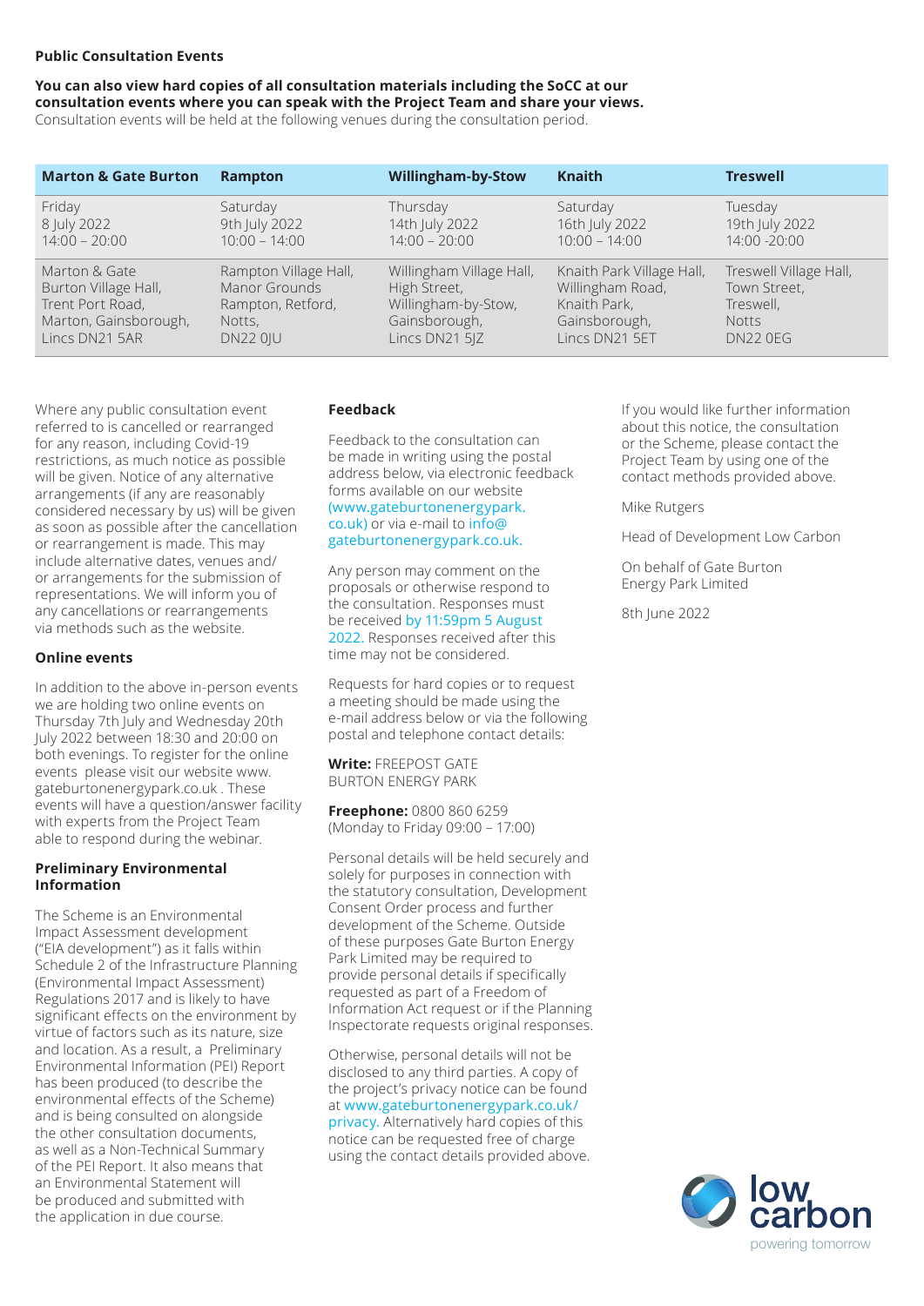**Public Consultation Events**

**You can also view hard copies of all consultation materials including the SoCC at our consultation events where you can speak with the Project Team and share your views.**
Consultation events will be held at the following venues during the consultation period.

| Marton & Gate Burton | Rampton | Willingham-by-Stow | Knaith | Treswell |
|---|---|---|---|---|
| Friday<br>8 July 2022<br>14:00 – 20:00 | Saturday<br>9th July 2022<br>10:00 – 14:00 | Thursday<br>14th July 2022<br>14:00 – 20:00 | Saturday<br>16th July 2022<br>10:00 – 14:00 | Tuesday<br>19th July 2022<br>14:00 -20:00 |
| Marton & Gate Burton Village Hall, Trent Port Road, Marton, Gainsborough, Lincs DN21 5AR | Rampton Village Hall, Manor Grounds Rampton, Retford, Notts, DN22 0JU | Willingham Village Hall, High Street, Willingham-by-Stow, Gainsborough, Lincs DN21 5JZ | Knaith Park Village Hall, Willingham Road, Knaith Park, Gainsborough, Lincs DN21 5ET | Treswell Village Hall, Town Street, Treswell, Notts DN22 0EG |

Where any public consultation event referred to is cancelled or rearranged for any reason, including Covid-19 restrictions, as much notice as possible will be given. Notice of any alternative arrangements (if any are reasonably considered necessary by us) will be given as soon as possible after the cancellation or rearrangement is made. This may include alternative dates, venues and/or arrangements for the submission of representations. We will inform you of any cancellations or rearrangements via methods such as the website.

**Online events**

In addition to the above in-person events we are holding two online events on Thursday 7th July and Wednesday 20th July 2022 between 18:30 and 20:00 on both evenings. To register for the online events please visit our website www.gateburtonenergypark.co.uk . These events will have a question/answer facility with experts from the Project Team able to respond during the webinar.

**Preliminary Environmental Information**

The Scheme is an Environmental Impact Assessment development ("EIA development") as it falls within Schedule 2 of the Infrastructure Planning (Environmental Impact Assessment) Regulations 2017 and is likely to have significant effects on the environment by virtue of factors such as its nature, size and location. As a result, a Preliminary Environmental Information (PEI) Report has been produced (to describe the environmental effects of the Scheme) and is being consulted on alongside the other consultation documents, as well as a Non-Technical Summary of the PEI Report. It also means that an Environmental Statement will be produced and submitted with the application in due course.

**Feedback**

Feedback to the consultation can be made in writing using the postal address below, via electronic feedback forms available on our website (www.gateburtonenergypark.co.uk) or via e-mail to info@gateburtonenergypark.co.uk.

Any person may comment on the proposals or otherwise respond to the consultation. Responses must be received by 11:59pm 5 August 2022. Responses received after this time may not be considered.

Requests for hard copies or to request a meeting should be made using the e-mail address below or via the following postal and telephone contact details:

**Write:** FREEPOST GATE BURTON ENERGY PARK

**Freephone:** 0800 860 6259 (Monday to Friday 09:00 – 17:00)

Personal details will be held securely and solely for purposes in connection with the statutory consultation, Development Consent Order process and further development of the Scheme. Outside of these purposes Gate Burton Energy Park Limited may be required to provide personal details if specifically requested as part of a Freedom of Information Act request or if the Planning Inspectorate requests original responses.

Otherwise, personal details will not be disclosed to any third parties. A copy of the project's privacy notice can be found at www.gateburtonenergypark.co.uk/privacy. Alternatively hard copies of this notice can be requested free of charge using the contact details provided above.

If you would like further information about this notice, the consultation or the Scheme, please contact the Project Team by using one of the contact methods provided above.

Mike Rutgers

Head of Development Low Carbon

On behalf of Gate Burton Energy Park Limited

8th June 2022

low carbon
powering tomorrow